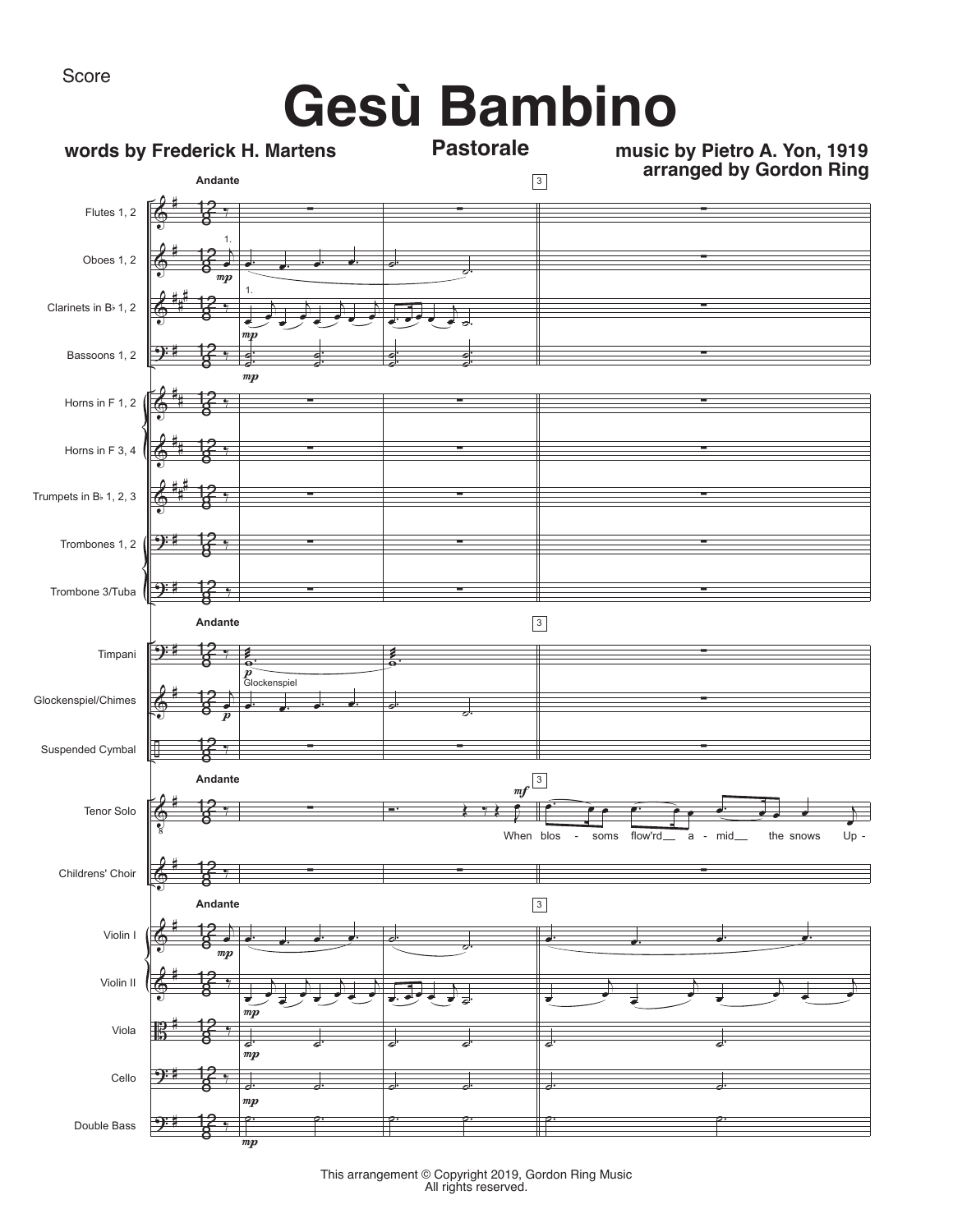Score

# Gesù Bambino

**words by Frederick H. Martens**

**Pastorale**

**music by Pietro A. Yon, 1919**
**arranged by Gordon Ring**

This arrangement © Copyright 2019, Gordon Ring Music
All rights reserved.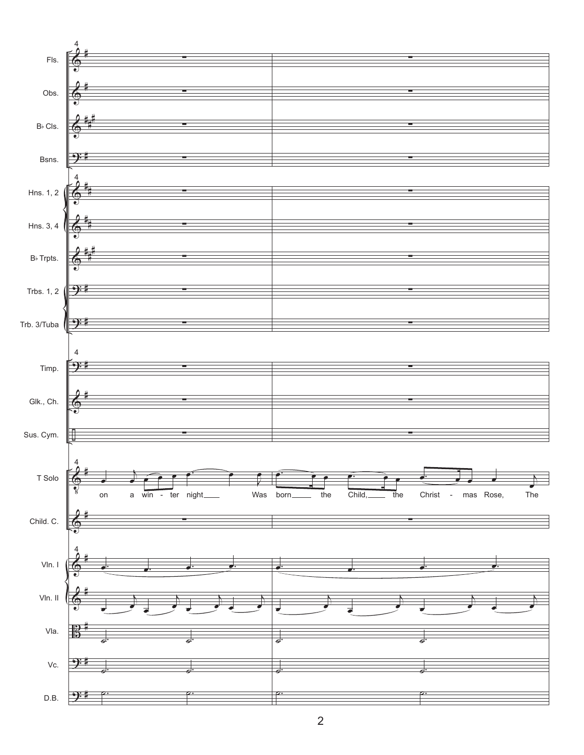Fls.

Obs.

B♭ Cls.

Bsns.

Hns. 1, 2

Hns. 3, 4

B♭ Trpts.

Trbs. 1, 2

Trb. 3/Tuba

Timp.

Glk., Ch.

Sus. Cym.

T Solo

on a win - ter night Was born the Child, the Christ - mas Rose, The

Child. C.

Vln. I

Vln. II

Vla.

Vc.

D.B.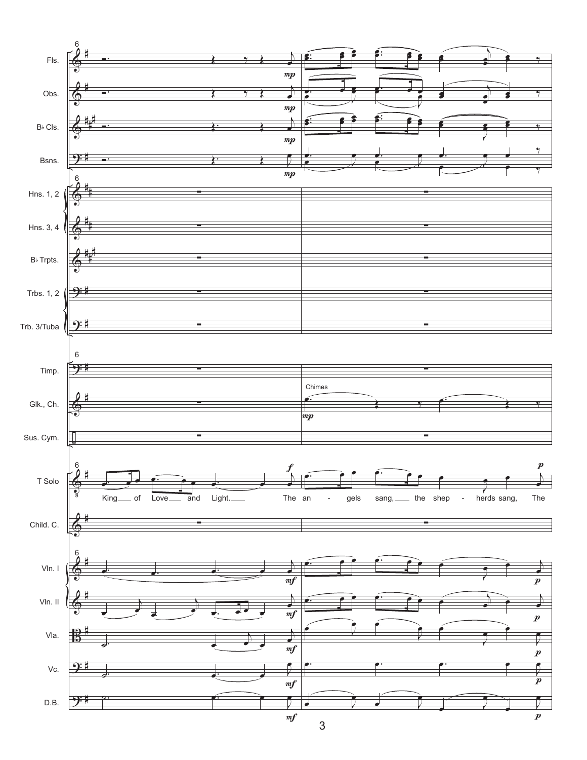Fls.
Obs.
B♭ Cls.
Bsns.
Hns. 1, 2
Hns. 3, 4
B♭ Trpts.
Trbs. 1, 2
Trb. 3/Tuba
Timp.
Glk., Ch.
Sus. Cym.
T Solo
Child. C.
Vln. I
Vln. II
Vla.
Vc.
D.B.

Chimes

King ___ of Love ___ and Light. ___ The an - gels sang, ___ the shep - herds sang, The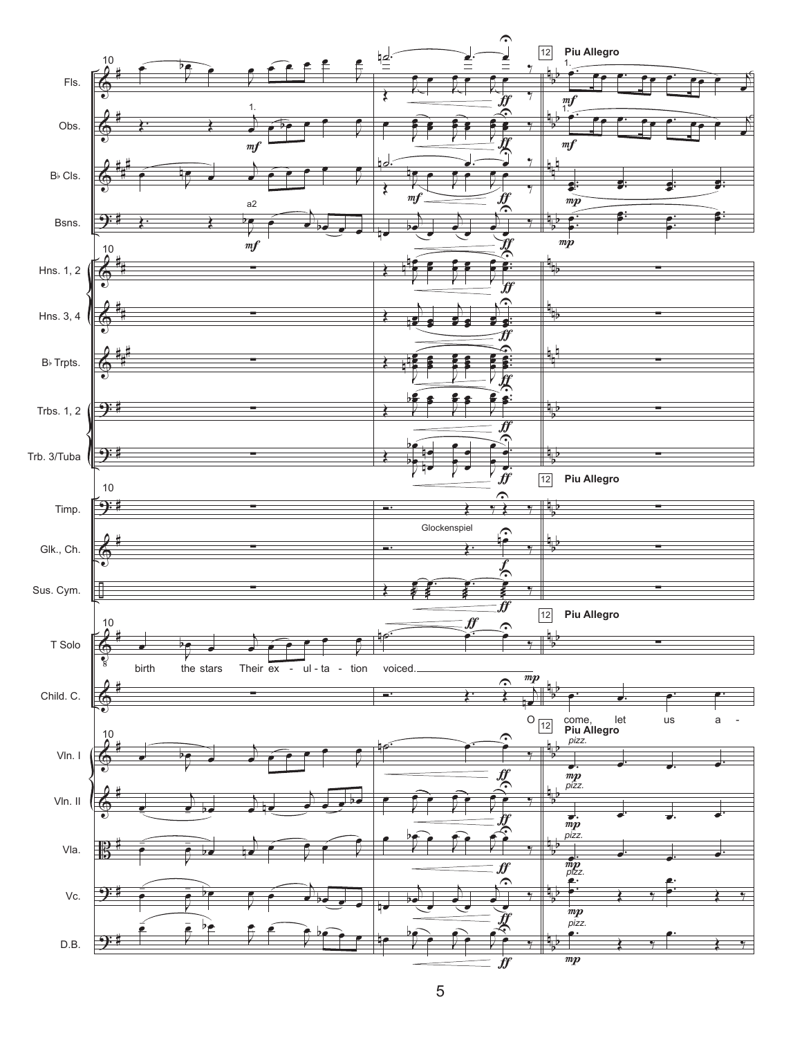**12 Piu Allegro**

Fls. · Obs. · B♭ Cls. · Bsns. · Hns. 1, 2 · Hns. 3, 4 · B♭ Trpts. · Trbs. 1, 2 · Trb. 3/Tuba · Timp. · Glk., Ch. · Sus. Cym. · T Solo · Child. C. · Vln. I · Vln. II · Vla. · Vc. · D.B.

T Solo: birth the stars Their ex - ul - ta - tion voiced.

Child. C.: O come, let us a -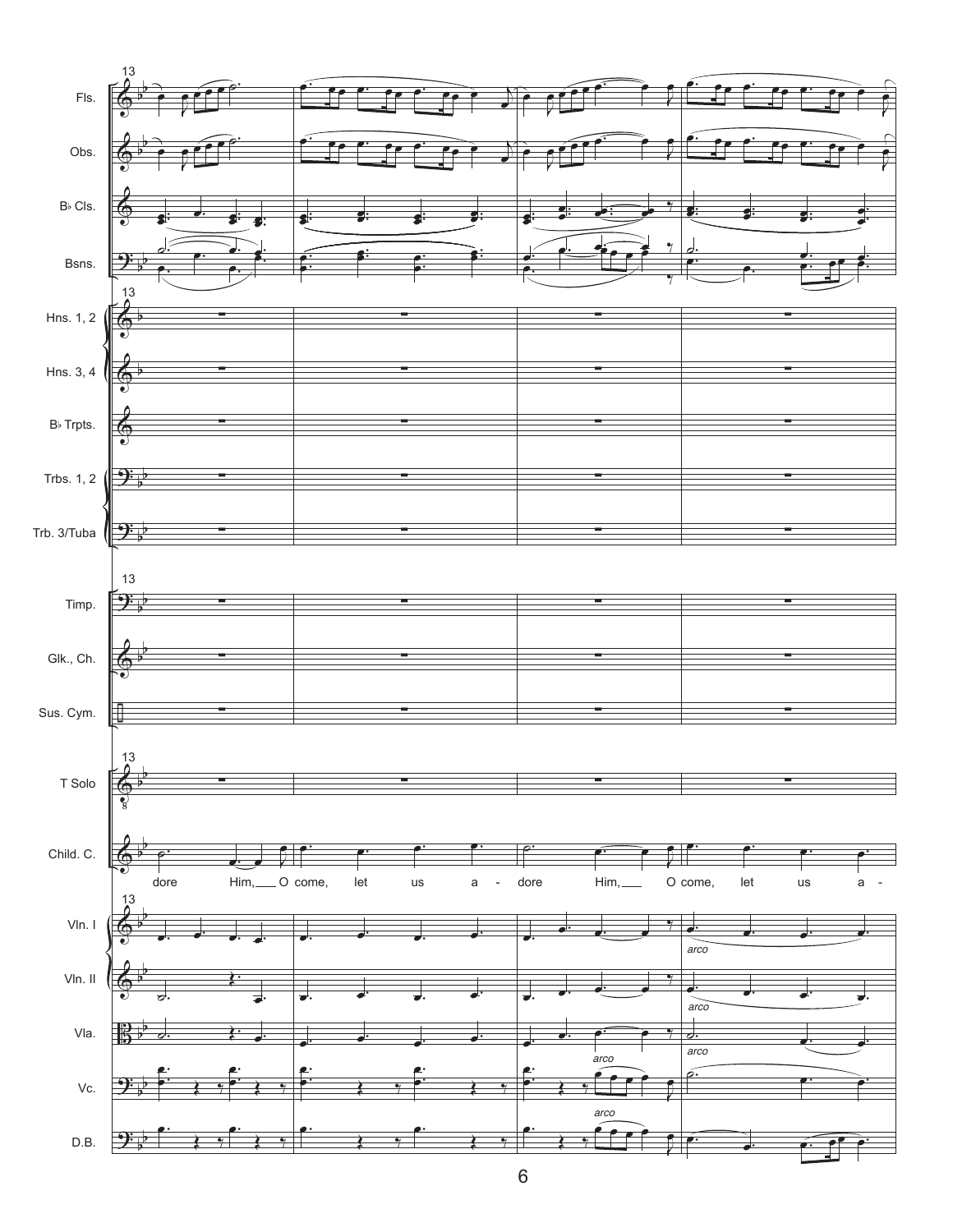13

Fls.

Obs.

B♭ Cls.

Bsns.

Hns. 1, 2

Hns. 3, 4

B♭ Trpts.

Trbs. 1, 2

Trb. 3/Tuba

Timp.

Glk., Ch.

Sus. Cym.

T Solo

Child. C.

dore Him, O come, let us a - dore Him, O come, let us a -

Vln. I

Vln. II

Vla.

Vc.

D.B.

arco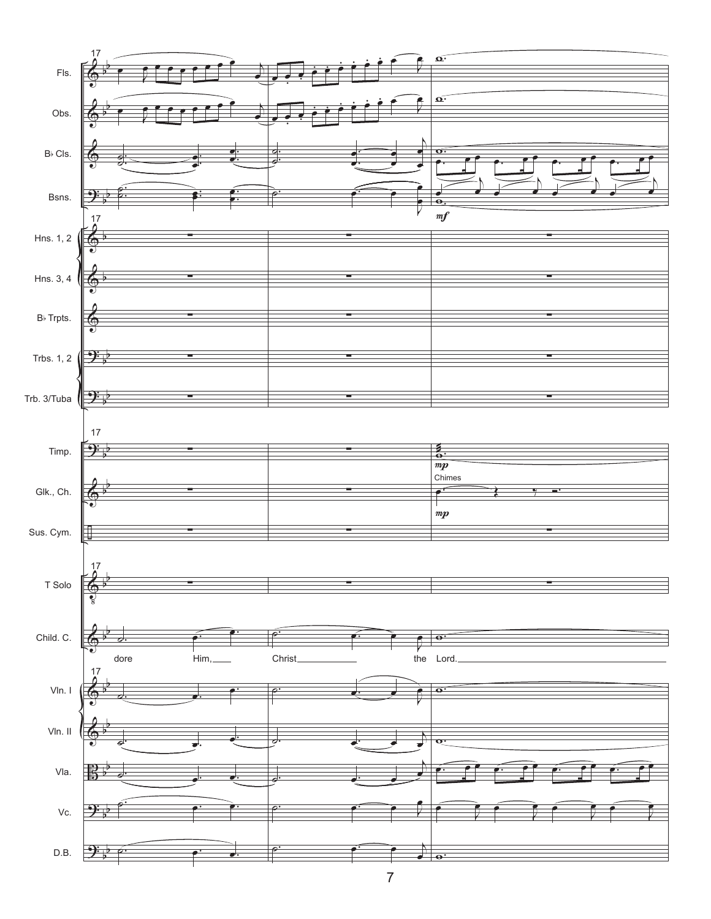17

Fls.
Obs.
B♭ Cls.
Bsns.

*mf*

Hns. 1, 2
Hns. 3, 4
B♭ Trpts.
Trbs. 1, 2
Trb. 3/Tuba

Timp.

*mp*

Glk., Ch.

Chimes

*mp*

Sus. Cym.

T Solo

Child. C.

dore Him, Christ the Lord.

Vln. I
Vln. II
Vla.
Vc.
D.B.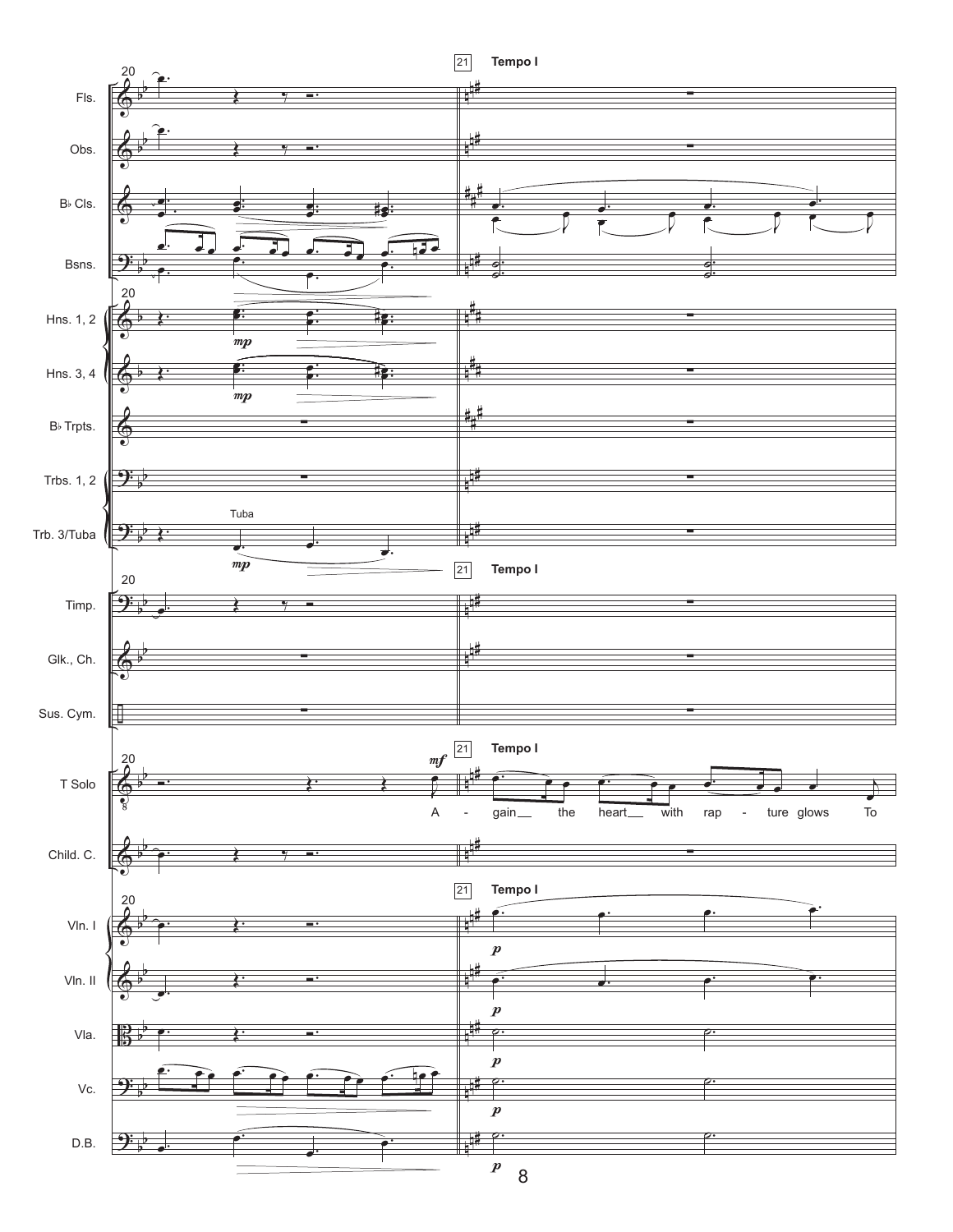20

21 **Tempo I**

Fls.

Obs.

B♭ Cls.

Bsns.

Hns. 1, 2

Hns. 3, 4

B♭ Trpts.

Trbs. 1, 2

Trb. 3/Tuba

Tuba

*mp*

Timp.

Glk., Ch.

Sus. Cym.

T Solo

*mf*

A - gain the heart with rap - ture glows To

Child. C.

Vln. I

Vln. II

Vla.

Vc.

D.B.

*p*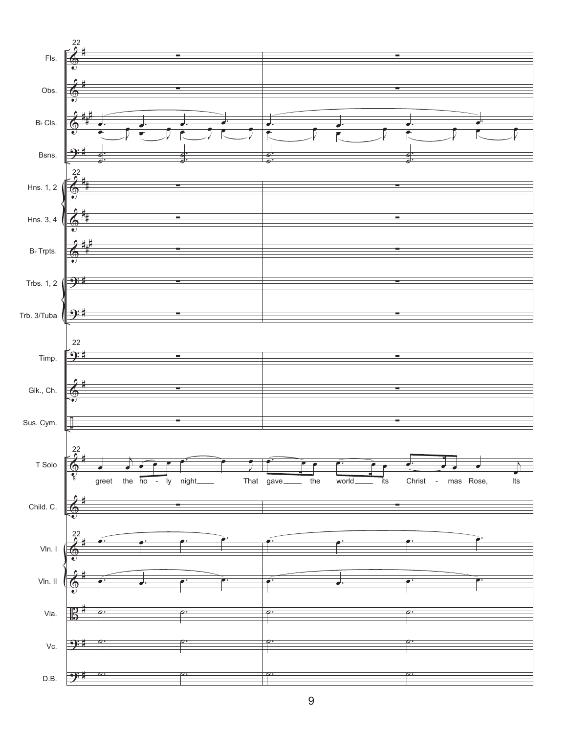22

Fls.

Obs.

B♭ Cls.

Bsns.

Hns. 1, 2

Hns. 3, 4

B♭ Trpts.

Trbs. 1, 2

Trb. 3/Tuba

Timp.

Glk., Ch.

Sus. Cym.

T Solo

greet the ho - ly night____ That gave____ the world____ its Christ - mas Rose, Its

Child. C.

Vln. I

Vln. II

Vla.

Vc.

D.B.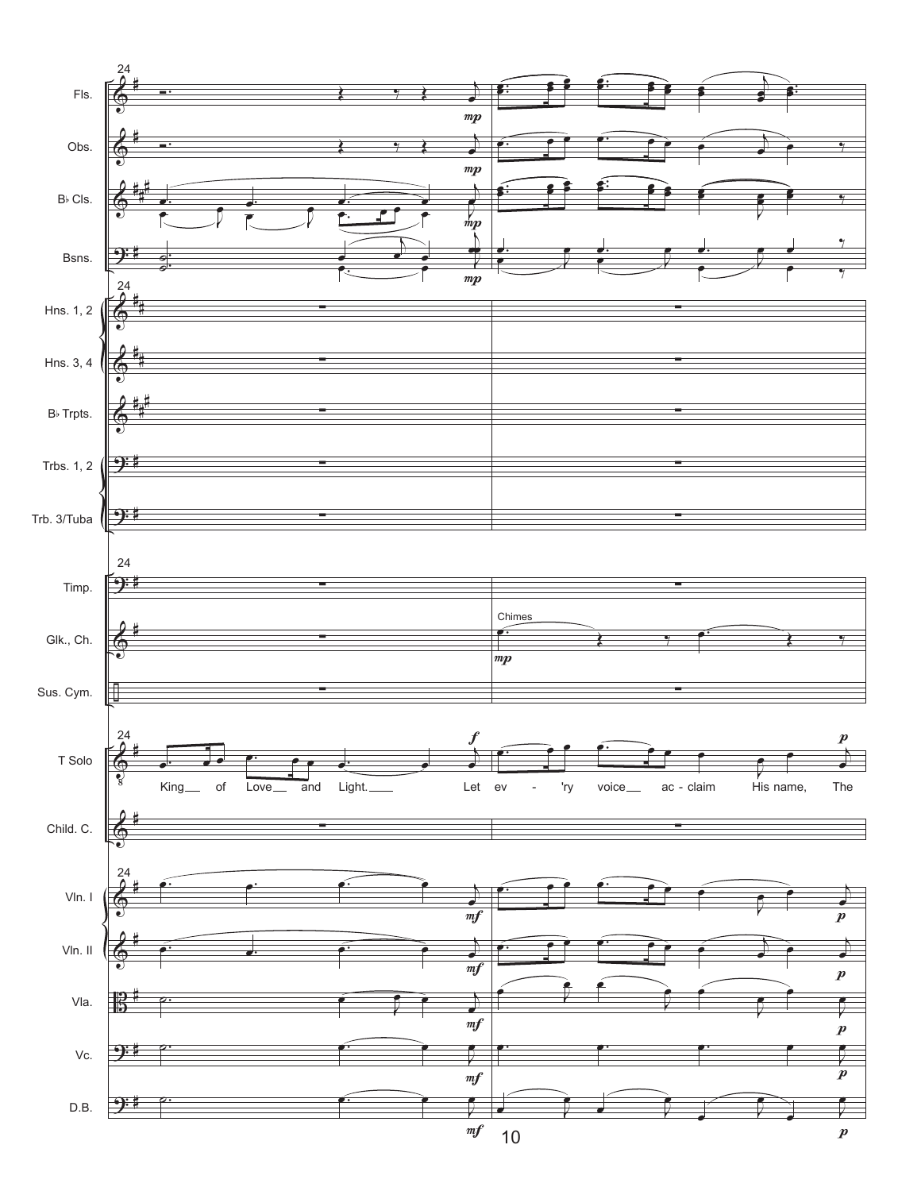24

Fls.

Obs.

B♭ Cls.

Bsns.

Hns. 1, 2

Hns. 3, 4

B♭ Trpts.

Trbs. 1, 2

Trb. 3/Tuba

Timp.

Glk., Ch.

Chimes

Sus. Cym.

T Solo

King of Love and Light. Let ev - 'ry voice ac - claim His name, The

Child. C.

Vln. I

Vln. II

Vla.

Vc.

D.B.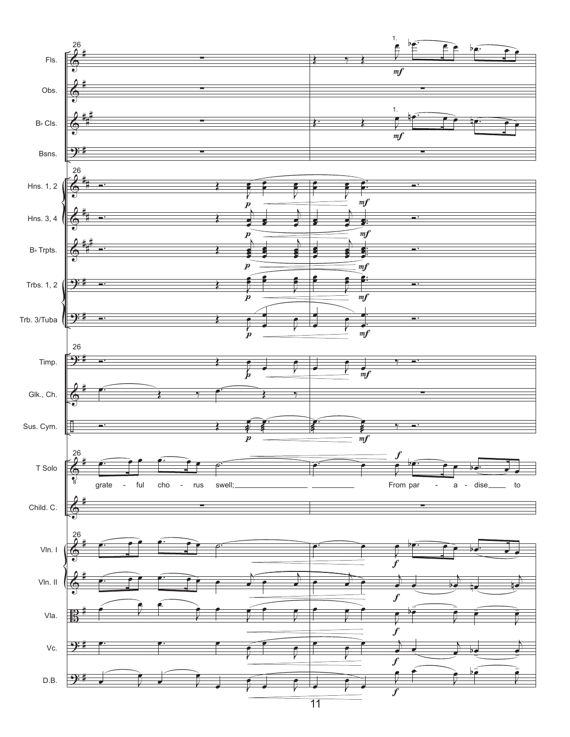grate - ful cho - rus swell; From par - a - dise to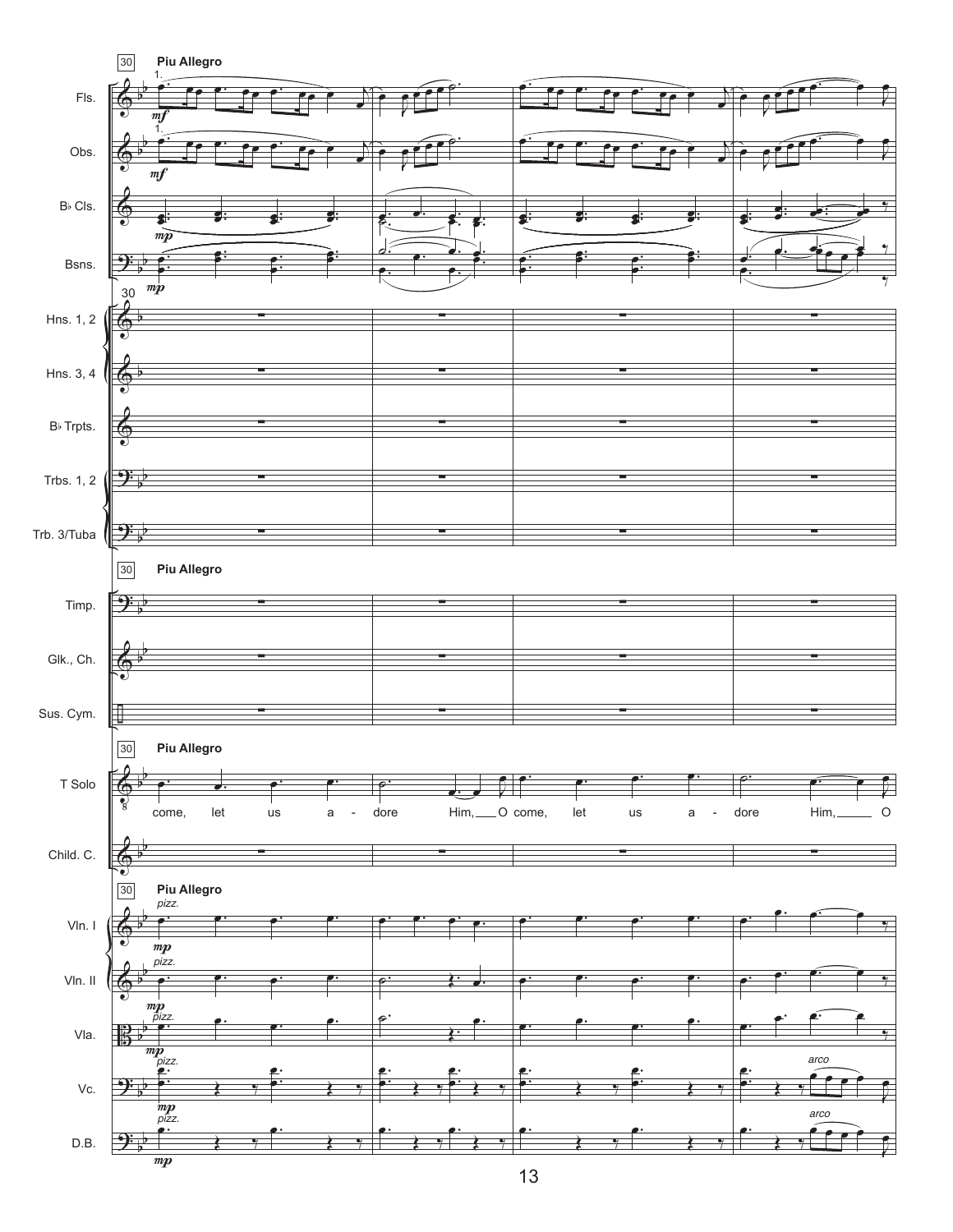**30 Piu Allegro**

Fls. · Obs. · B♭ Cls. · Bsns. · Hns. 1, 2 · Hns. 3, 4 · B♭ Trpts. · Trbs. 1, 2 · Trb. 3/Tuba · Timp. · Glk., Ch. · Sus. Cym. · T Solo · Child. C. · Vln. I · Vln. II · Vla. · Vc. · D.B.

T Solo: come, let us a - dore Him, O come, let us a - dore Him, O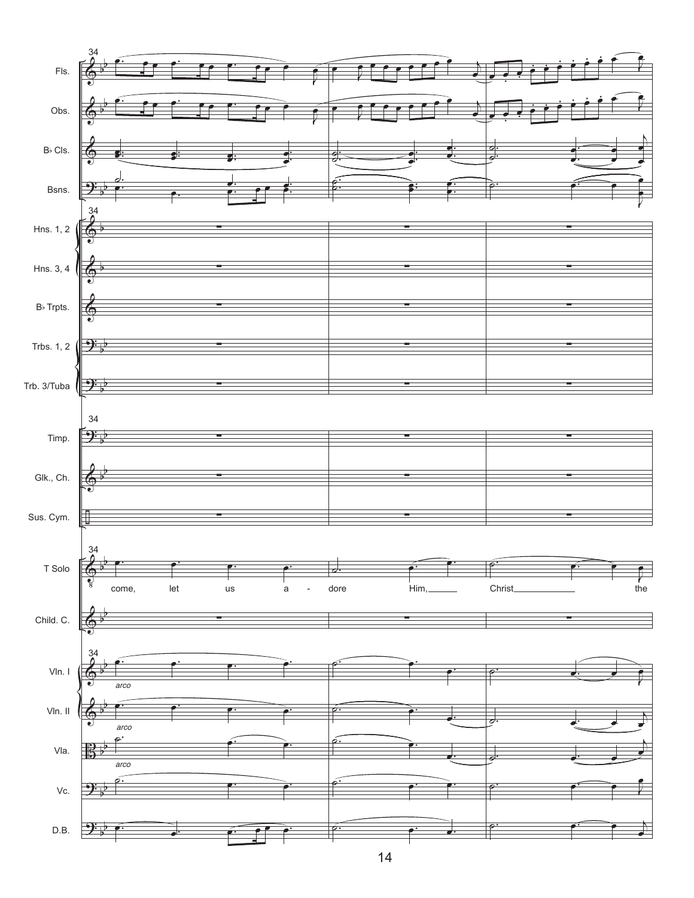34

Fls.

Obs.

B♭ Cls.

Bsns.

Hns. 1, 2

Hns. 3, 4

B♭ Trpts.

Trbs. 1, 2

Trb. 3/Tuba

Timp.

Glk., Ch.

Sus. Cym.

T Solo

come, let us a - dore Him, Christ the

Child. C.

Vln. I

*arco*

Vln. II

*arco*

Vla.

*arco*

Vc.

D.B.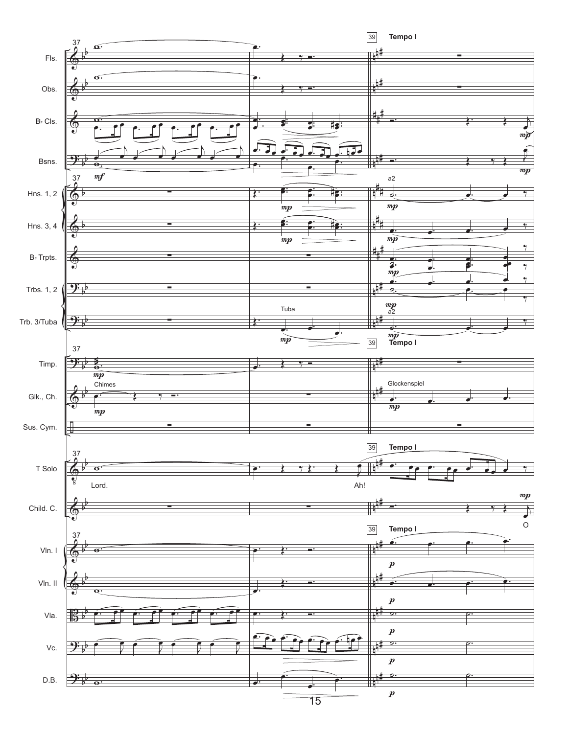37

39 **Tempo I**

Fls.

Obs.

B♭ Cls.

Bsns.

*mf*

Hns. 1, 2

Hns. 3, 4

B♭ Trpts.

Trbs. 1, 2

Trb. 3/Tuba

Tuba

a2

*mp*

Timp.

Glk., Ch.

Chimes

Glockenspiel

Sus. Cym.

T Solo

Lord.

Ah!

Child. C.

O

Vln. I

Vln. II

Vla.

Vc.

D.B.

*p*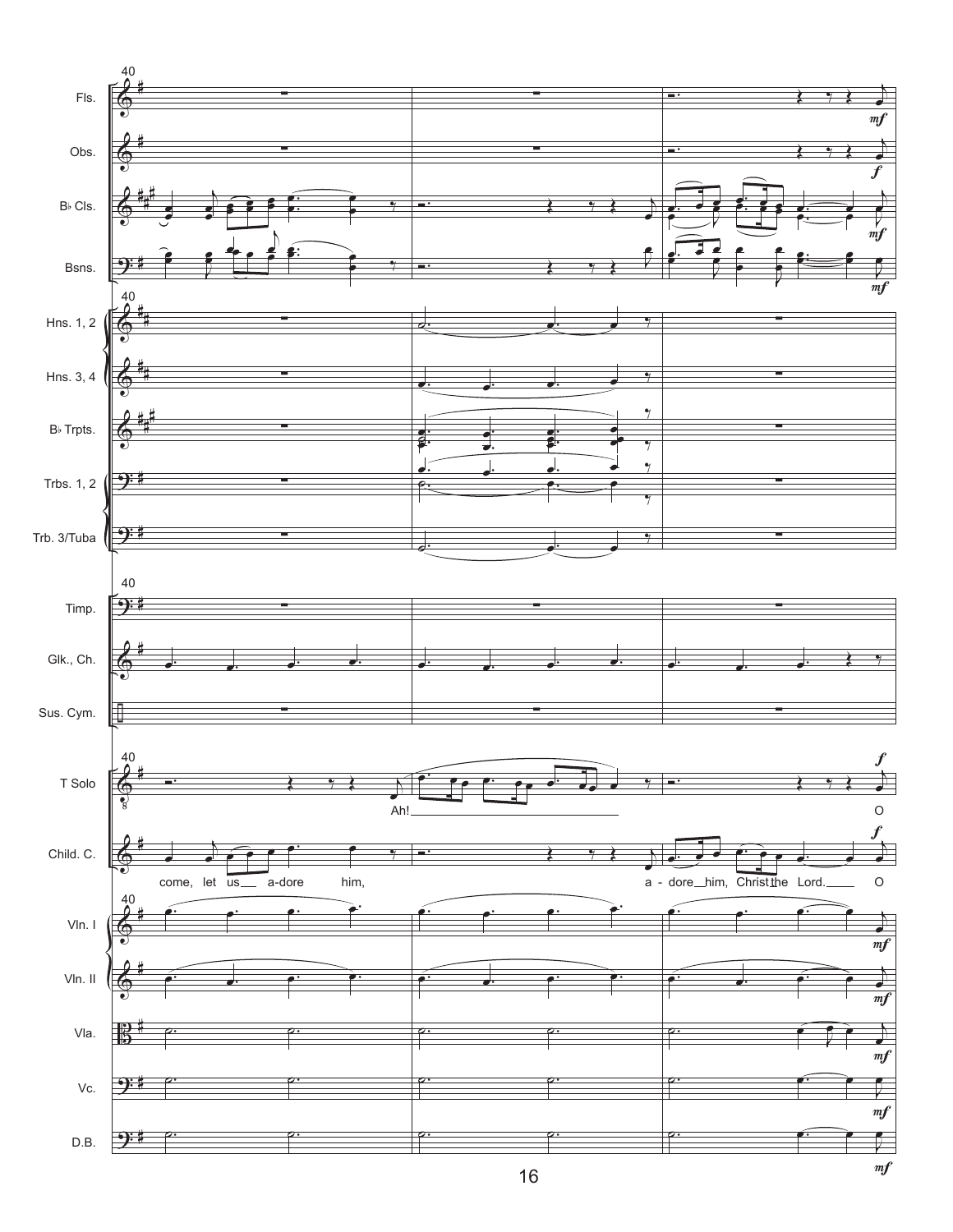40

Fls.

Obs.

B♭ Cls.

Bsns.

Hns. 1, 2

Hns. 3, 4

B♭ Trpts.

Trbs. 1, 2

Trb. 3/Tuba

Timp.

Glk., Ch.

Sus. Cym.

T Solo

Ah! O

Child. C.

come, let us a-dore him, a - dore him, Christ the Lord. O

Vln. I

Vln. II

Vla.

Vc.

D.B.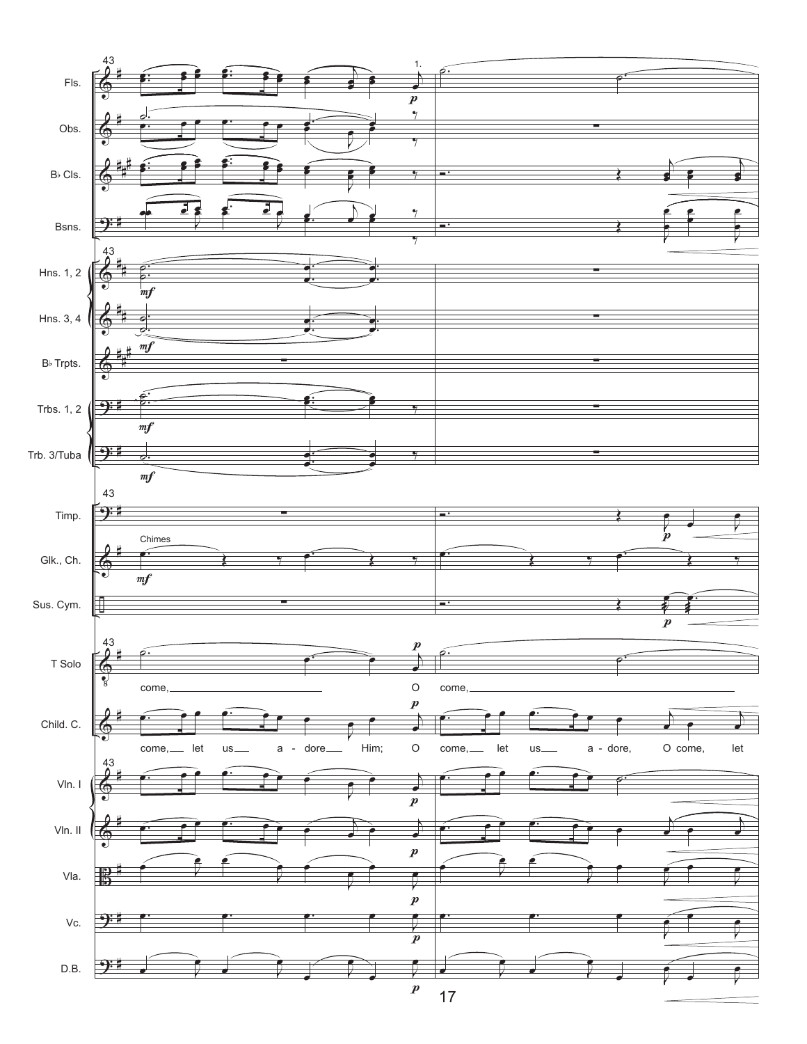43

Fls.

Obs.

B♭ Cls.

Bsns.

Hns. 1, 2

Hns. 3, 4

B♭ Trpts.

Trbs. 1, 2

Trb. 3/Tuba

Timp.

Glk., Ch. — Chimes

Sus. Cym.

T Solo: come, O come,

Child. C.: come, let us a - dore Him; O come, let us a - dore, O come, let

Vln. I

Vln. II

Vla.

Vc.

D.B.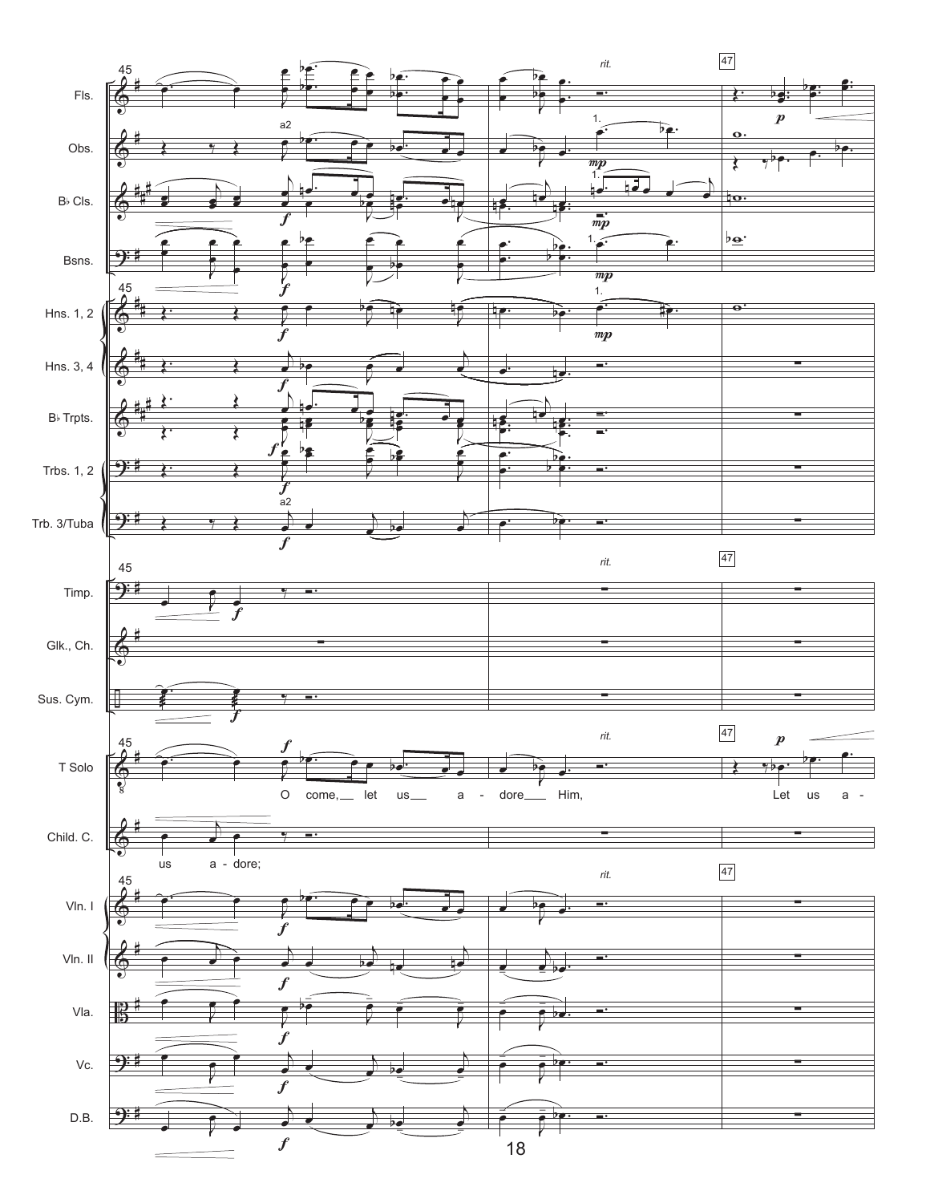45

rit.

47

T Solo: O come, let us a - dore Him, Let us a -

Child. C.: us a - dore;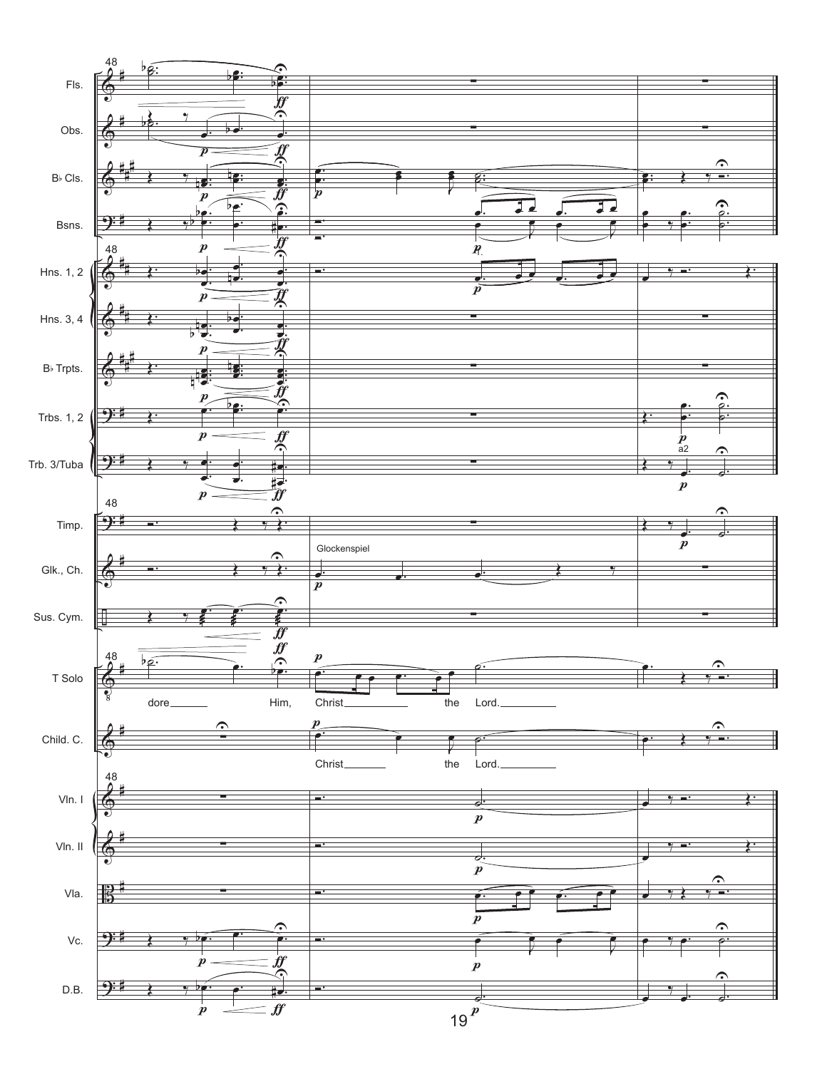48

Fls.

Obs.

B♭ Cls.

Bsns.

Hns. 1, 2

Hns. 3, 4

B♭ Trpts.

Trbs. 1, 2

Trb. 3/Tuba

a2

Timp.

Glk., Ch.

Glockenspiel

Sus. Cym.

T Solo

dore Him, Christ the Lord.

Child. C.

Christ the Lord.

Vln. I

Vln. II

Vla.

Vc.

D.B.